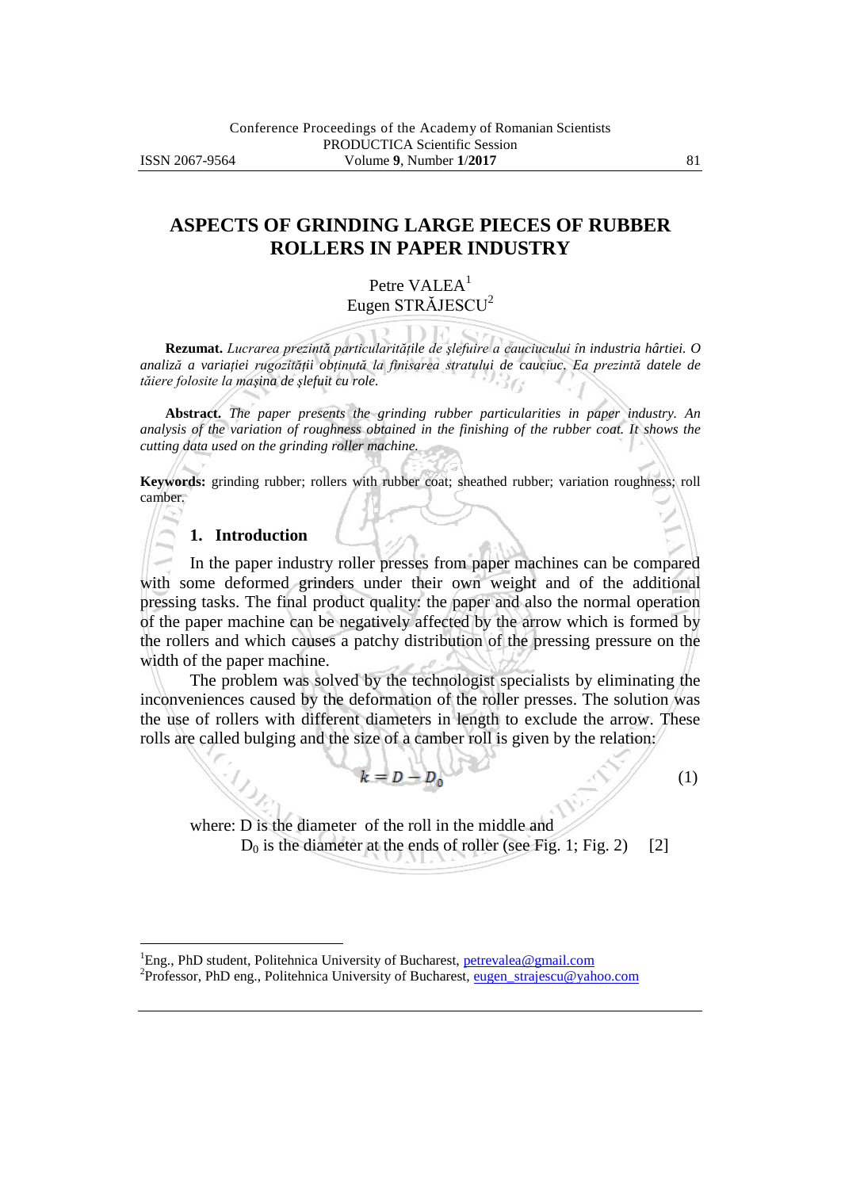# ASPECTS OF GRINDING LARGE PIECES OF RUBBER ROLLERS IN PAPER INDUSTRY

Petre VALEA[1]
Eugen STRĂJESCU[2]

**Rezumat.** *Lucrarea prezintă particularitățile de șlefuire a cauciucului în industria hârtiei. O analiză a variației rugozității obținută la finisarea stratului de cauciuc. Ea prezintă datele de tăiere folosite la mașina de șlefuit cu role.*

**Abstract.** *The paper presents the grinding rubber particularities in paper industry. An analysis of the variation of roughness obtained in the finishing of the rubber coat. It shows the cutting data used on the grinding roller machine.*

**Keywords:** grinding rubber; rollers with rubber coat; sheathed rubber; variation roughness; roll camber.

## 1. Introduction

In the paper industry roller presses from paper machines can be compared with some deformed grinders under their own weight and of the additional pressing tasks. The final product quality: the paper and also the normal operation of the paper machine can be negatively affected by the arrow which is formed by the rollers and which causes a patchy distribution of the pressing pressure on the width of the paper machine.

The problem was solved by the technologist specialists by eliminating the inconveniences caused by the deformation of the roller presses. The solution was the use of rollers with different diameters in length to exclude the arrow. These rolls are called bulging and the size of a camber roll is given by the relation:

$$k = D - D_0 \tag{1}$$

where: D is the diameter of the roll in the middle and
$D_0$ is the diameter at the ends of roller (see Fig. 1; Fig. 2) [2]

---

[1]Eng., PhD student, Politehnica University of Bucharest, petrevalea@gmail.com
[2]Professor, PhD eng., Politehnica University of Bucharest, eugen_strajescu@yahoo.com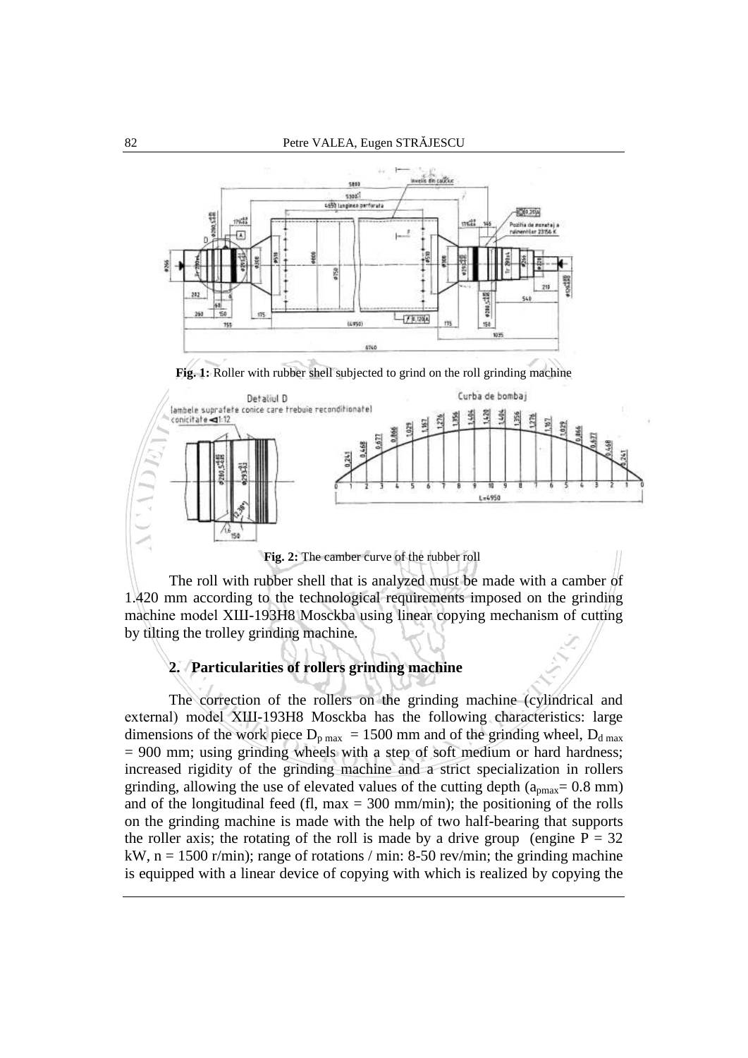**Fig. 1:** Roller with rubber shell subjected to grind on the roll grinding machine

**Fig. 2:** The camber curve of the rubber roll

The roll with rubber shell that is analyzed must be made with a camber of 1.420 mm according to the technological requirements imposed on the grinding machine model XШ-193H8 Mosckba using linear copying mechanism of cutting by tilting the trolley grinding machine.

## 2. Particularities of rollers grinding machine

The correction of the rollers on the grinding machine (cylindrical and external) model XШ-193H8 Mosckba has the following characteristics: large dimensions of the work piece $D_{p\ max} = 1500$ mm and of the grinding wheel, $D_{d\ max} = 900$ mm; using grinding wheels with a step of soft medium or hard hardness; increased rigidity of the grinding machine and a strict specialization in rollers grinding, allowing the use of elevated values of the cutting depth ($a_{pmax} = 0.8$ mm) and of the longitudinal feed (fl, max = 300 mm/min); the positioning of the rolls on the grinding machine is made with the help of two half-bearing that supports the roller axis; the rotating of the roll is made by a drive group (engine P = 32 kW, n = 1500 r/min); range of rotations / min: 8-50 rev/min; the grinding machine is equipped with a linear device of copying with which is realized by copying the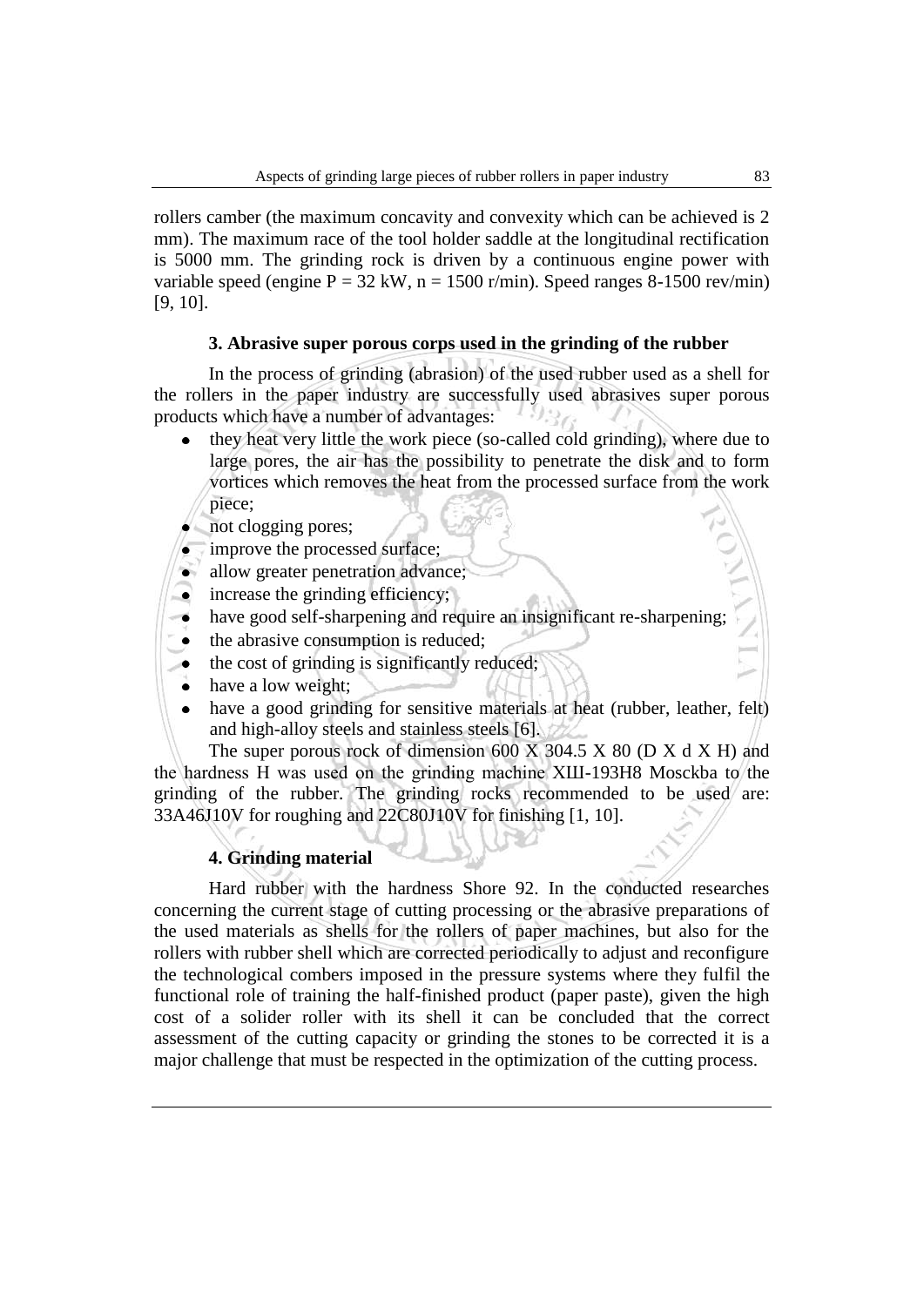rollers camber (the maximum concavity and convexity which can be achieved is 2 mm). The maximum race of the tool holder saddle at the longitudinal rectification is 5000 mm. The grinding rock is driven by a continuous engine power with variable speed (engine $P = 32$ kW, $n = 1500$ r/min). Speed ranges 8-1500 rev/min) [9, 10].

## 3. Abrasive super porous corps used in the grinding of the rubber

In the process of grinding (abrasion) of the used rubber used as a shell for the rollers in the paper industry are successfully used abrasives super porous products which have a number of advantages:

- they heat very little the work piece (so-called cold grinding), where due to large pores, the air has the possibility to penetrate the disk and to form vortices which removes the heat from the processed surface from the work piece;
- not clogging pores;
- improve the processed surface;
- allow greater penetration advance;
- increase the grinding efficiency;
- have good self-sharpening and require an insignificant re-sharpening;
- the abrasive consumption is reduced;
- the cost of grinding is significantly reduced;
- have a low weight;
- have a good grinding for sensitive materials at heat (rubber, leather, felt) and high-alloy steels and stainless steels [6].

The super porous rock of dimension 600 X 304.5 X 80 (D X d X H) and the hardness H was used on the grinding machine ХШ-193Н8 Mosckba to the grinding of the rubber. The grinding rocks recommended to be used are: 33A46J10V for roughing and 22C80J10V for finishing [1, 10].

## 4. Grinding material

Hard rubber with the hardness Shore 92. In the conducted researches concerning the current stage of cutting processing or the abrasive preparations of the used materials as shells for the rollers of paper machines, but also for the rollers with rubber shell which are corrected periodically to adjust and reconfigure the technological combers imposed in the pressure systems where they fulfil the functional role of training the half-finished product (paper paste), given the high cost of a solider roller with its shell it can be concluded that the correct assessment of the cutting capacity or grinding the stones to be corrected it is a major challenge that must be respected in the optimization of the cutting process.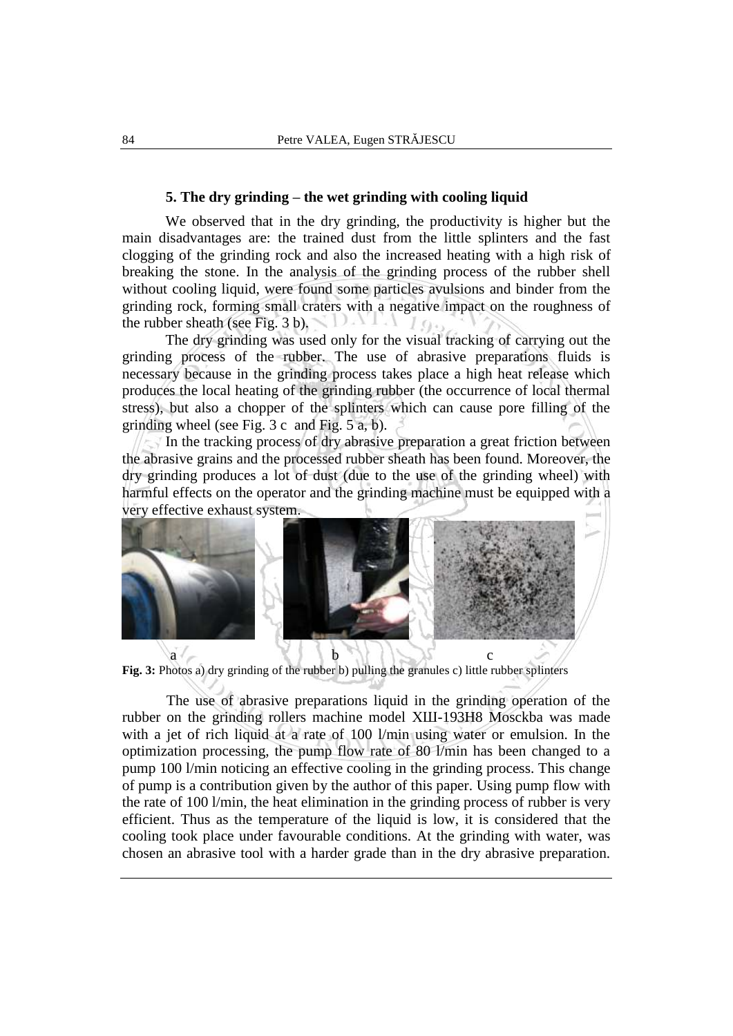### 5. The dry grinding – the wet grinding with cooling liquid

We observed that in the dry grinding, the productivity is higher but the main disadvantages are: the trained dust from the little splinters and the fast clogging of the grinding rock and also the increased heating with a high risk of breaking the stone. In the analysis of the grinding process of the rubber shell without cooling liquid, were found some particles avulsions and binder from the grinding rock, forming small craters with a negative impact on the roughness of the rubber sheath (see Fig. 3 b).

The dry grinding was used only for the visual tracking of carrying out the grinding process of the rubber. The use of abrasive preparations fluids is necessary because in the grinding process takes place a high heat release which produces the local heating of the grinding rubber (the occurrence of local thermal stress), but also a chopper of the splinters which can cause pore filling of the grinding wheel (see Fig. 3 c and Fig. 5 a, b).

In the tracking process of dry abrasive preparation a great friction between the abrasive grains and the processed rubber sheath has been found. Moreover, the dry grinding produces a lot of dust (due to the use of the grinding wheel) with harmful effects on the operator and the grinding machine must be equipped with a very effective exhaust system.

a b c

**Fig. 3:** Photos a) dry grinding of the rubber b) pulling the granules c) little rubber splinters

The use of abrasive preparations liquid in the grinding operation of the rubber on the grinding rollers machine model XШ-193H8 Mosckba was made with a jet of rich liquid at a rate of 100 l/min using water or emulsion. In the optimization processing, the pump flow rate of 80 l/min has been changed to a pump 100 l/min noticing an effective cooling in the grinding process. This change of pump is a contribution given by the author of this paper. Using pump flow with the rate of 100 l/min, the heat elimination in the grinding process of rubber is very efficient. Thus as the temperature of the liquid is low, it is considered that the cooling took place under favourable conditions. At the grinding with water, was chosen an abrasive tool with a harder grade than in the dry abrasive preparation.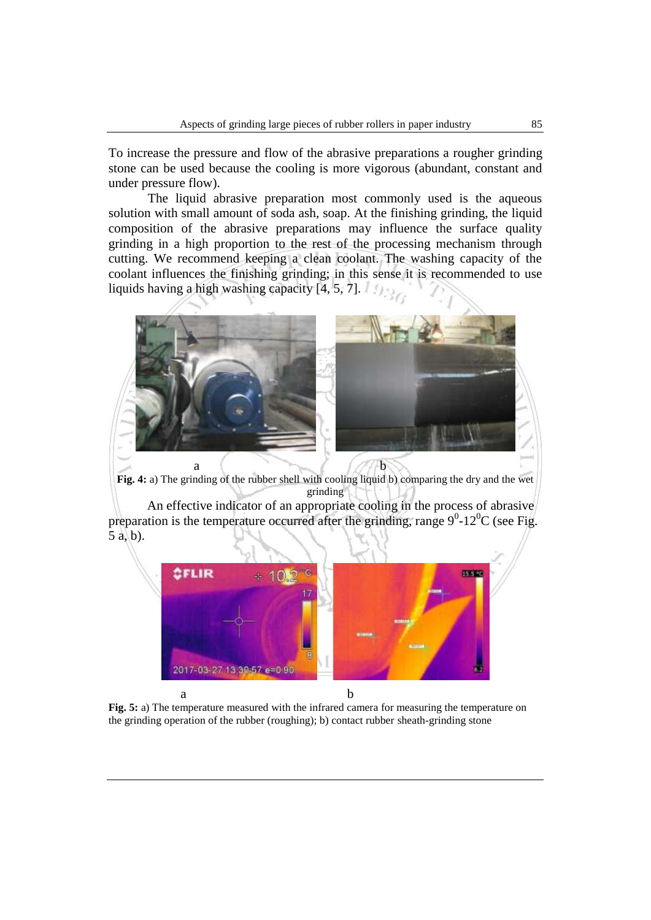To increase the pressure and flow of the abrasive preparations a rougher grinding stone can be used because the cooling is more vigorous (abundant, constant and under pressure flow).

The liquid abrasive preparation most commonly used is the aqueous solution with small amount of soda ash, soap. At the finishing grinding, the liquid composition of the abrasive preparations may influence the surface quality grinding in a high proportion to the rest of the processing mechanism through cutting. We recommend keeping a clean coolant. The washing capacity of the coolant influences the finishing grinding; in this sense it is recommended to use liquids having a high washing capacity [4, 5, 7].

a b

**Fig. 4:** a) The grinding of the rubber shell with cooling liquid b) comparing the dry and the wet grinding

An effective indicator of an appropriate cooling in the process of abrasive preparation is the temperature occurred after the grinding, range $9^0$-$12^0$C (see Fig. 5 a, b).

a b

**Fig. 5:** a) The temperature measured with the infrared camera for measuring the temperature on the grinding operation of the rubber (roughing); b) contact rubber sheath-grinding stone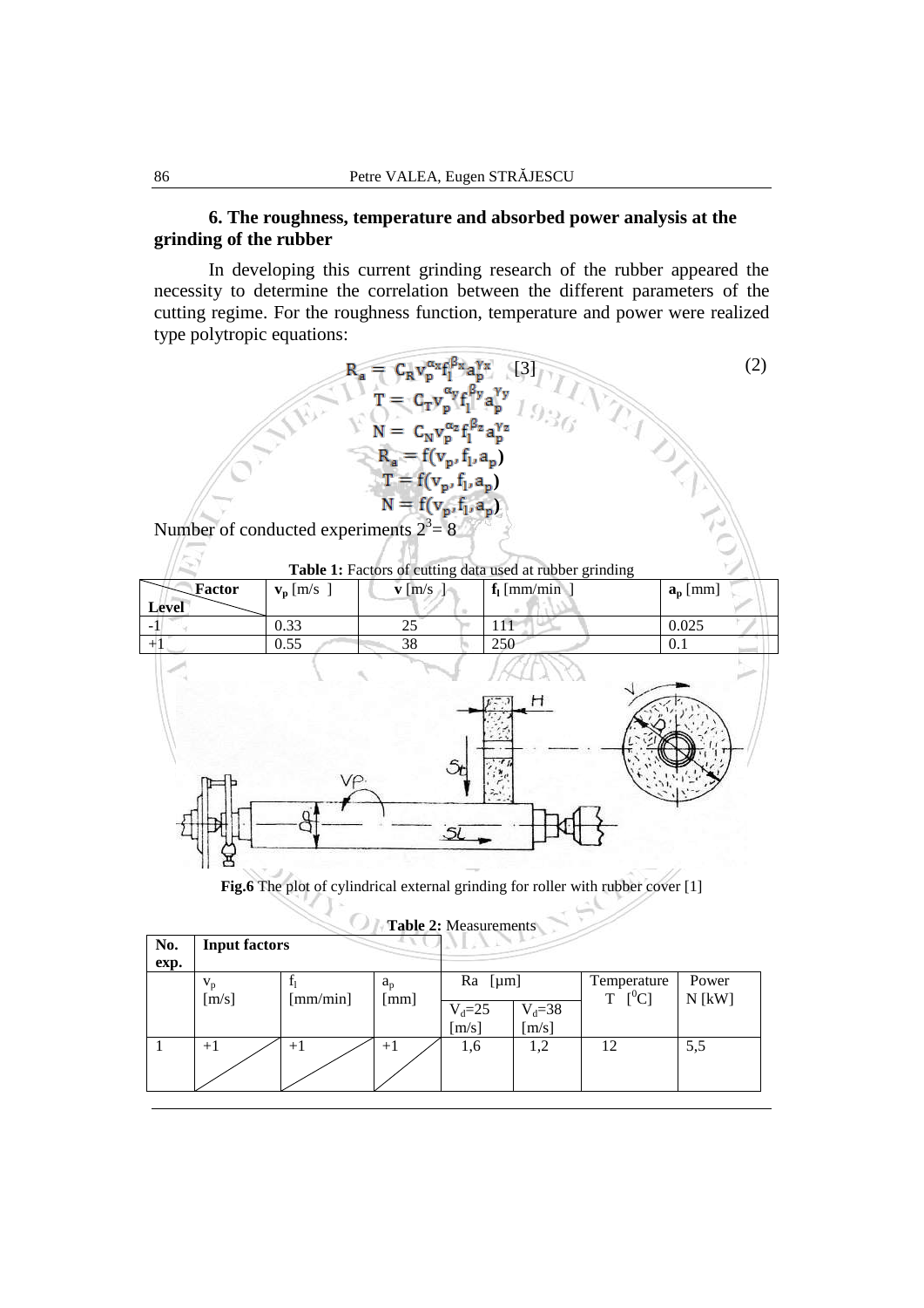### 6. The roughness, temperature and absorbed power analysis at the grinding of the rubber

In developing this current grinding research of the rubber appeared the necessity to determine the correlation between the different parameters of the cutting regime. For the roughness function, temperature and power were realized type polytropic equations:

$$R_a = C_R v_p^{\alpha_x} f_l^{\beta_x} a_p^{\gamma_x} \quad [3] \tag{2}$$
$$T = C_T v_p^{\alpha_y} f_l^{\beta_y} a_p^{\gamma_y}$$
$$N = C_N v_p^{\alpha_z} f_l^{\beta_z} a_p^{\gamma_z}$$
$$R_a = f(v_p, f_l, a_p)$$
$$T = f(v_p, f_l, a_p)$$
$$N = f(v_p, f_l, a_p)$$

Number of conducted experiments $2^3 = 8$

**Table 1:** Factors of cutting data used at rubber grinding

| Factor / Level | $v_p$ [m/s ] | $v$ [m/s ] | $f_l$ [mm/min ] | $a_p$ [mm] |
|---|---|---|---|---|
| -1 | 0.33 | 25 | 111 | 0.025 |
| +1 | 0.55 | 38 | 250 | 0.1 |

**Fig.6** The plot of cylindrical external grinding for roller with rubber cover [1]

**Table 2:** Measurements

| No. exp. | Input factors | | | | | | |
|---|---|---|---|---|---|---|---|
| | $v_p$ [m/s] | $f_l$ [mm/min] | $a_p$ [mm] | Ra [µm] | | Temperature T [$^0$C] | Power N [kW] |
| | | | | $V_d$=25 [m/s] | $V_d$=38 [m/s] | | |
| 1 | +1 | +1 | +1 | 1,6 | 1,2 | 12 | 5,5 |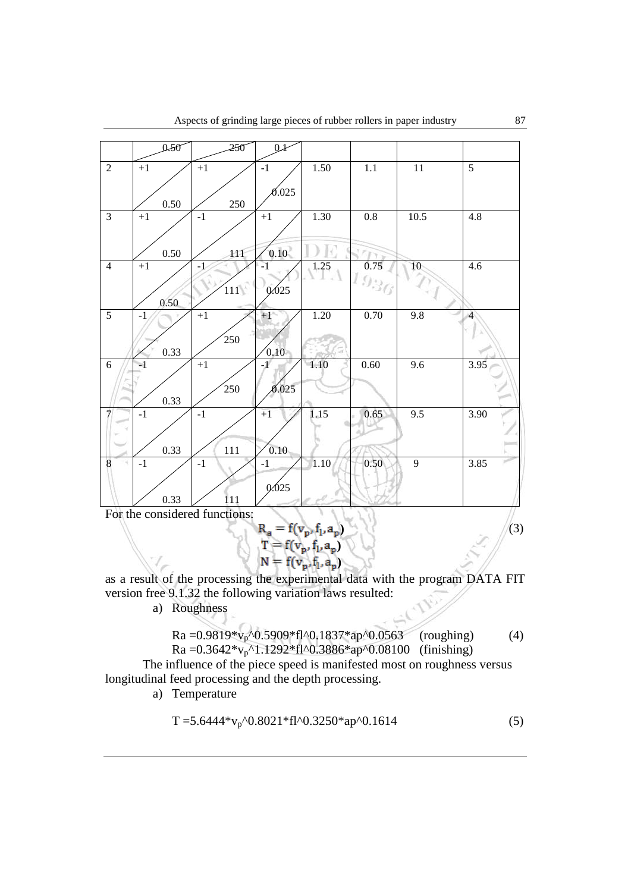| | 0.50 | 250 | 0.1 | | | | |
|---|---|---|---|---|---|---|---|
| 2 | +1 / 0.50 | +1 / 250 | -1 / 0.025 | 1.50 | 1.1 | 11 | 5 |
| 3 | +1 / 0.50 | -1 / 111 | +1 / 0.10 | 1.30 | 0.8 | 10.5 | 4.8 |
| 4 | +1 / 0.50 | -1 / 111 | -1 / 0.025 | 1.25 | 0.75 | 10 | 4.6 |
| 5 | -1 / 0.33 | +1 / 250 | +1 / 0.10 | 1.20 | 0.70 | 9.8 | 4 |
| 6 | -1 / 0.33 | +1 / 250 | -1 / 0.025 | 1.10 | 0.60 | 9.6 | 3.95 |
| 7 | -1 / 0.33 | -1 / 111 | +1 / 0.10 | 1.15 | 0.65 | 9.5 | 3.90 |
| 8 | -1 / 0.33 | -1 / 111 | -1 / 0.025 | 1.10 | 0.50 | 9 | 3.85 |

For the considered functions:

$$R_a = f(v_p, f_l, a_p)$$
$$T = f(v_p, f_l, a_p) \qquad (3)$$
$$N = f(v_p, f_l, a_p)$$

as a result of the processing the experimental data with the program DATA FIT version free 9.1.32 the following variation laws resulted:

a) Roughness

$$Ra = 0.9819 * v_p \text{^} 0.5909 * fl \text{^} 0.1837 * ap \text{^} 0.0563 \quad \text{(roughing)} \qquad (4)$$
$$Ra = 0.3642 * v_p \text{^} 1.1292 * fl \text{^} 0.3886 * ap \text{^} 0.08100 \quad \text{(finishing)}$$

The influence of the piece speed is manifested most on roughness versus longitudinal feed processing and the depth processing.

a) Temperature

$$T = 5.6444 * v_p \text{^} 0.8021 * fl \text{^} 0.3250 * ap \text{^} 0.1614 \qquad (5)$$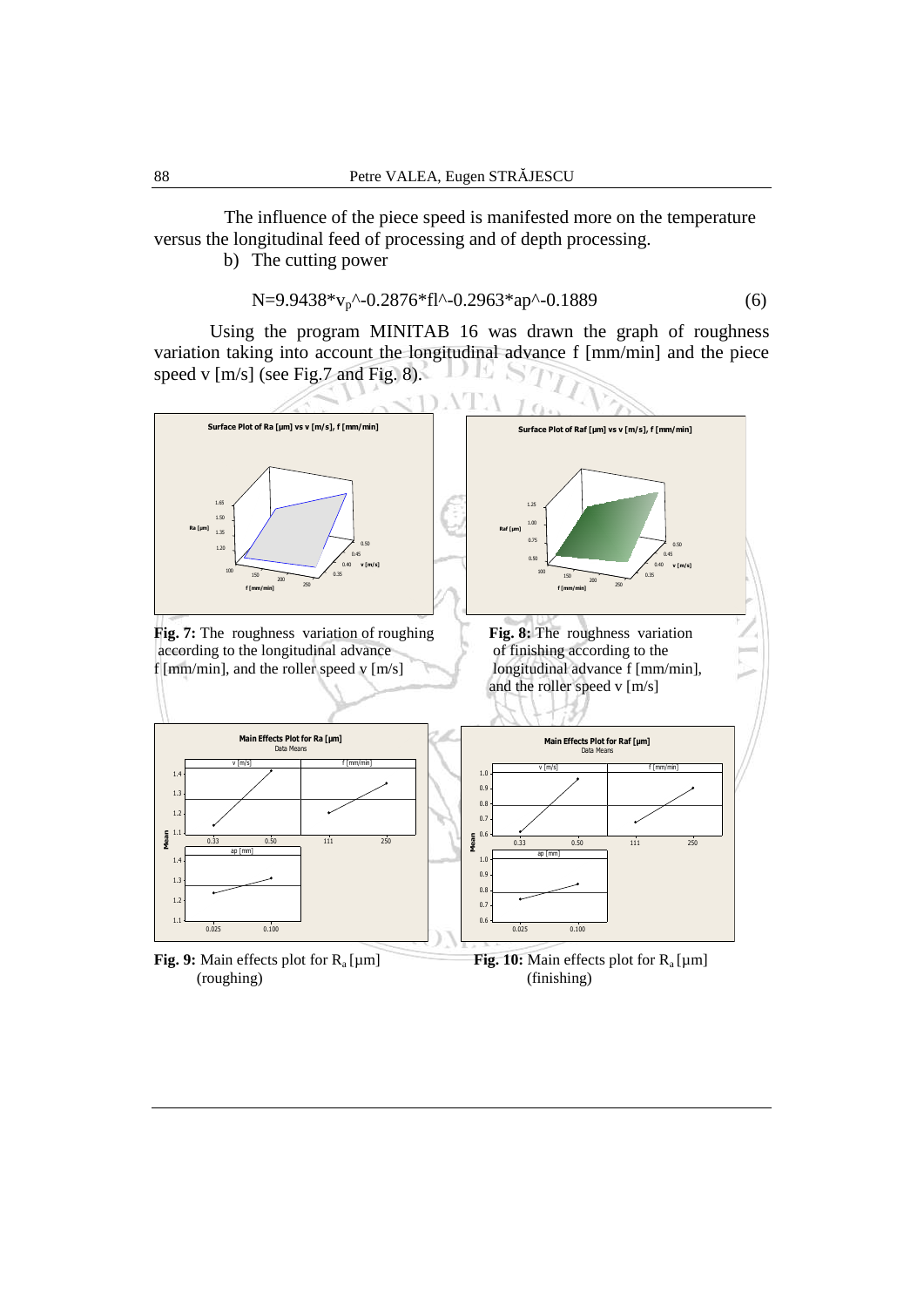The influence of the piece speed is manifested more on the temperature versus the longitudinal feed of processing and of depth processing.

b) The cutting power

$$N=9.9438*v_p\text{^}-0.2876*fl\text{^}-0.2963*ap\text{^}-0.1889 \quad (6)$$

Using the program MINITAB 16 was drawn the graph of roughness variation taking into account the longitudinal advance f [mm/min] and the piece speed v [m/s] (see Fig.7 and Fig. 8).

**Fig. 7:** The roughness variation of roughing according to the longitudinal advance f [mm/min], and the roller speed v [m/s]

**Fig. 8:** The roughness variation of finishing according to the longitudinal advance f [mm/min], and the roller speed v [m/s]

**Fig. 9:** Main effects plot for $R_a$ [μm] (roughing)

**Fig. 10:** Main effects plot for $R_a$ [μm] (finishing)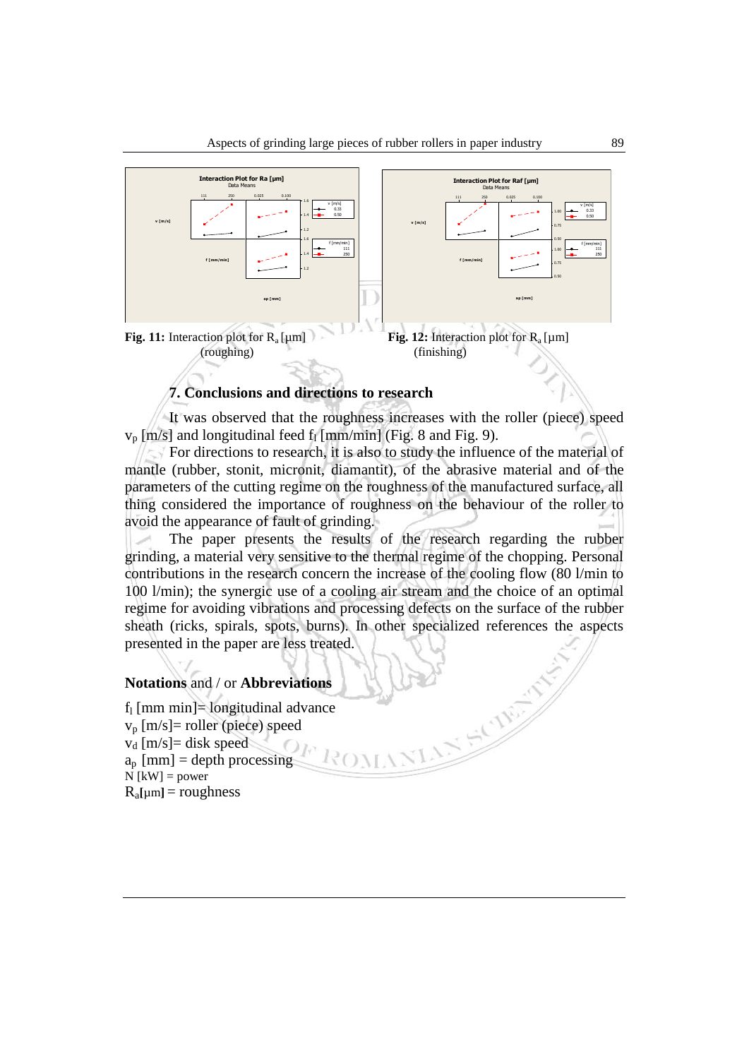Fig. 11: Interaction plot for $R_a$ [μm] (roughing)

Fig. 12: Interaction plot for $R_a$ [μm] (finishing)

### 7. Conclusions and directions to research

It was observed that the roughness increases with the roller (piece) speed $v_p$ [m/s] and longitudinal feed $f_l$ [mm/min] (Fig. 8 and Fig. 9).

For directions to research, it is also to study the influence of the material of mantle (rubber, stonit, micronit, diamantit), of the abrasive material and of the parameters of the cutting regime on the roughness of the manufactured surface, all thing considered the importance of roughness on the behaviour of the roller to avoid the appearance of fault of grinding.

The paper presents the results of the research regarding the rubber grinding, a material very sensitive to the thermal regime of the chopping. Personal contributions in the research concern the increase of the cooling flow (80 l/min to 100 l/min); the synergic use of a cooling air stream and the choice of an optimal regime for avoiding vibrations and processing defects on the surface of the rubber sheath (ricks, spirals, spots, burns). In other specialized references the aspects presented in the paper are less treated.

### Notations and / or Abbreviations

$f_l$ [mm min]= longitudinal advance
$v_p$ [m/s]= roller (piece) speed
$v_d$ [m/s]= disk speed
$a_p$ [mm] = depth processing
N [kW] = power
$R_a$[μm] = roughness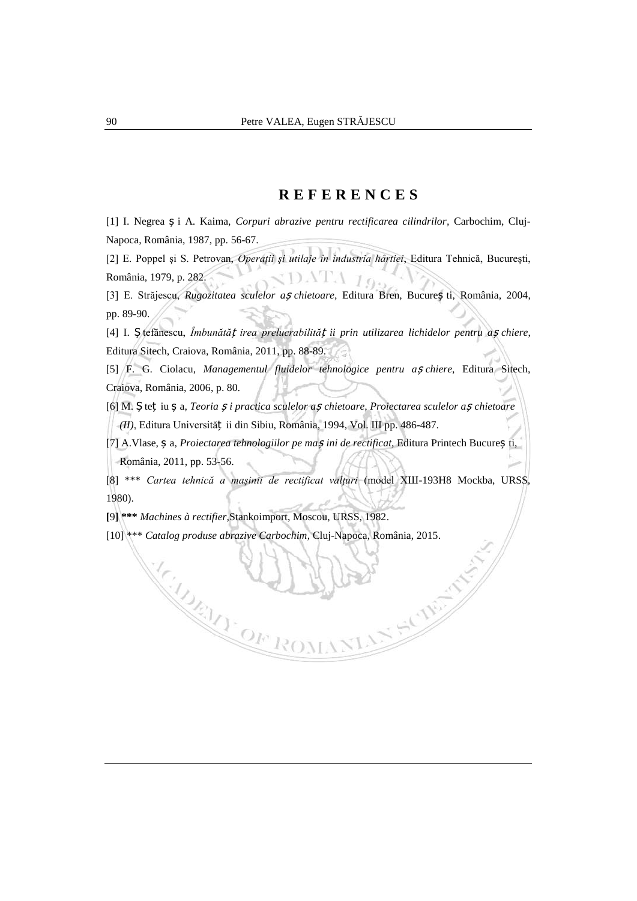# R E F E R E N C E S

[1] I. Negrea ș i A. Kaima, *Corpuri abrazive pentru rectificarea cilindrilor*, Carbochim, Cluj-Napoca, România, 1987, pp. 56-67.

[2] E. Poppel şi S. Petrovan, *Operaţii şi utilaje în industria hârtiei*, Editura Tehnică, Bucureşti, România, 1979, p. 282.

[3] E. Străjescu, *Rugozitatea sculelor aș chietoare*, Editura Bren, Bucureș ti, România, 2004, pp. 89-90.

[4] I. Ș tefănescu, *Îmbunătăț irea prelucrabilităț ii prin utilizarea lichidelor pentru aș chiere*, Editura Sitech, Craiova, România, 2011, pp. 88-89.

[5] F. G. Ciolacu, *Managementul fluidelor tehnologice pentru aș chiere*, Editura Sitech, Craiova, România, 2006, p. 80.

[6] M. Ș teț iu ș a, *Teoria ș i practica sculelor aș chietoare, Proiectarea sculelor aș chietoare (II)*, Editura Universităț ii din Sibiu, România, 1994, Vol. III pp. 486-487.

[7] A.Vlase, ș a, *Proiectarea tehnologiilor pe maș ini de rectificat*, Editura Printech Bucureș ti, România, 2011, pp. 53-56.

[8] *** *Cartea tehnică a maşinii de rectificat valţuri* (model XШ-193H8 Mockba, URSS, 1980).

**[**9**] \*\*\*** *Machines à rectifier*,Stankoimport, Moscou, URSS, 1982.

[10] *** *Catalog produse abrazive Carbochim*, Cluj-Napoca, România, 2015.